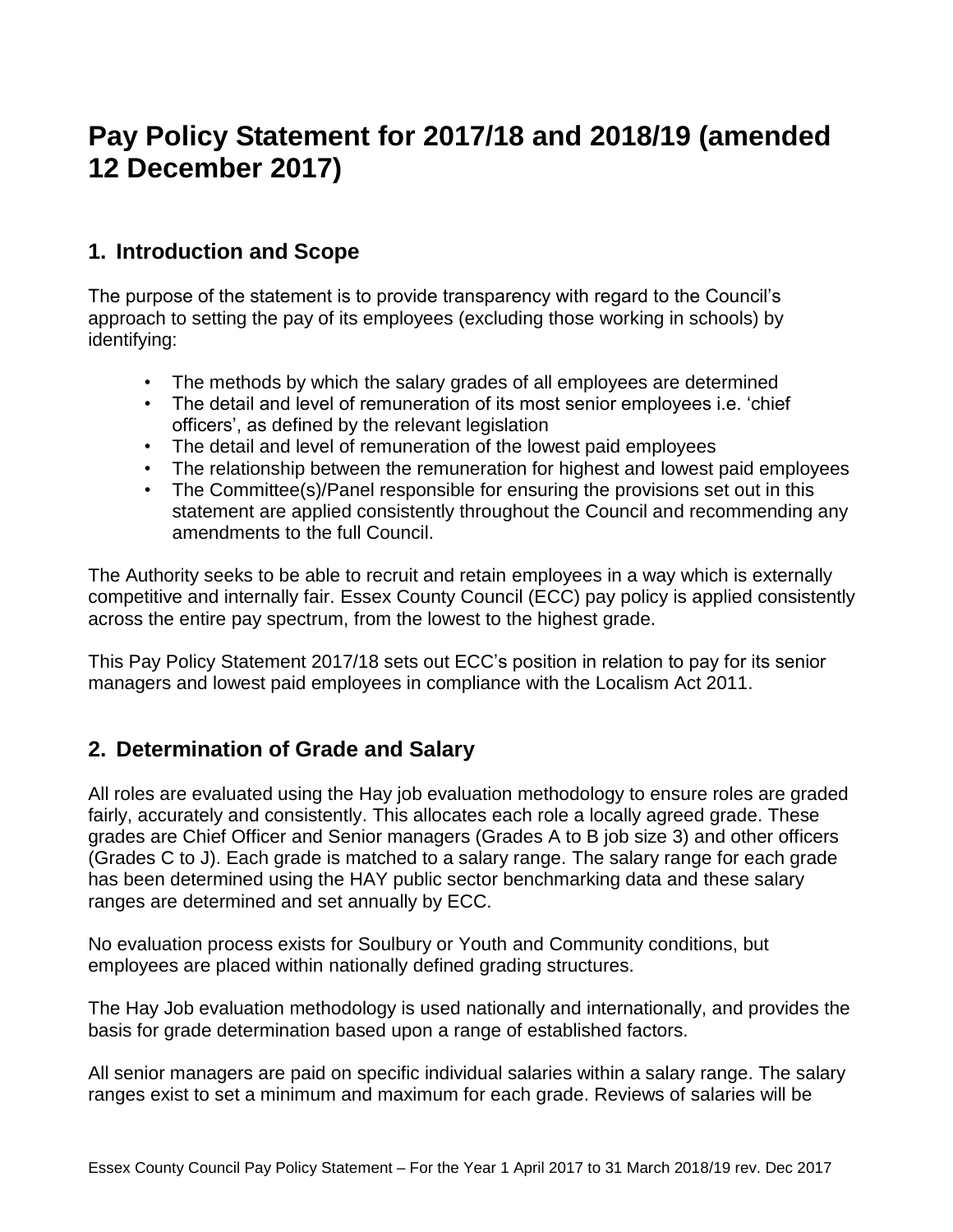# Pay Policy Statement for 2017/18 and 2018/19 (amended 12 December 2017)

## 1. Introduction and Scope

The purpose of the statement is to provide transparency with regard to the Council's approach to setting the pay of its employees (excluding those working in schools) by identifying:

- The methods by which the salary grades of all employees are determined
- The detail and level of remuneration of its most senior employees i.e. 'chief officers', as defined by the relevant legislation
- The detail and level of remuneration of the lowest paid employees
- The relationship between the remuneration for highest and lowest paid employees
- The Committee(s)/Panel responsible for ensuring the provisions set out in this statement are applied consistently throughout the Council and recommending any amendments to the full Council.

The Authority seeks to be able to recruit and retain employees in a way which is externally competitive and internally fair. Essex County Council (ECC) pay policy is applied consistently across the entire pay spectrum, from the lowest to the highest grade.

This Pay Policy Statement 2017/18 sets out ECC's position in relation to pay for its senior managers and lowest paid employees in compliance with the Localism Act 2011.

## 2. Determination of Grade and Salary

All roles are evaluated using the Hay job evaluation methodology to ensure roles are graded fairly, accurately and consistently. This allocates each role a locally agreed grade. These grades are Chief Officer and Senior managers (Grades A to B job size 3) and other officers (Grades C to J). Each grade is matched to a salary range. The salary range for each grade has been determined using the HAY public sector benchmarking data and these salary ranges are determined and set annually by ECC.

No evaluation process exists for Soulbury or Youth and Community conditions, but employees are placed within nationally defined grading structures.

The Hay Job evaluation methodology is used nationally and internationally, and provides the basis for grade determination based upon a range of established factors.

All senior managers are paid on specific individual salaries within a salary range. The salary ranges exist to set a minimum and maximum for each grade. Reviews of salaries will be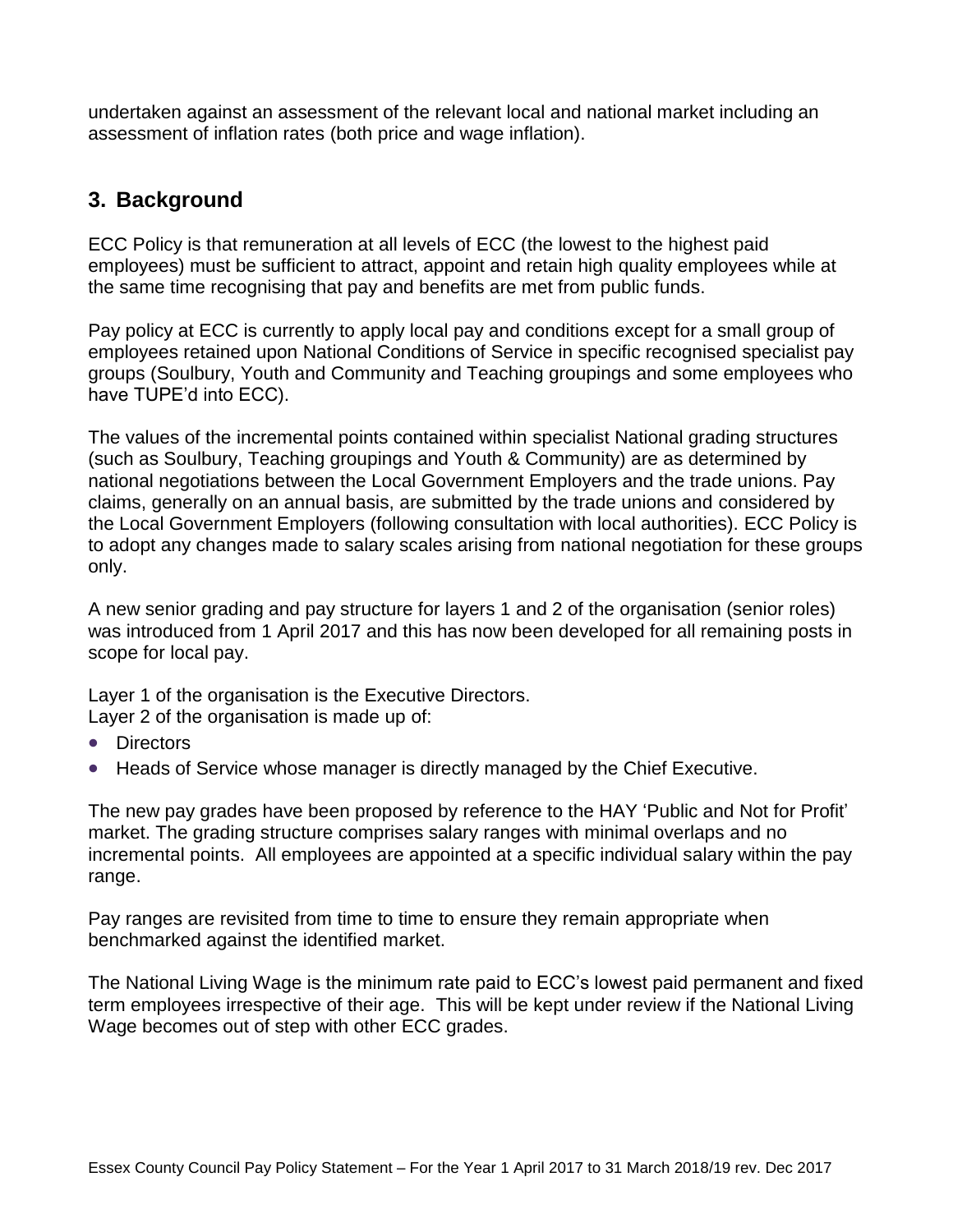undertaken against an assessment of the relevant local and national market including an assessment of inflation rates (both price and wage inflation).

## 3. Background

ECC Policy is that remuneration at all levels of ECC (the lowest to the highest paid employees) must be sufficient to attract, appoint and retain high quality employees while at the same time recognising that pay and benefits are met from public funds.

Pay policy at ECC is currently to apply local pay and conditions except for a small group of employees retained upon National Conditions of Service in specific recognised specialist pay groups (Soulbury, Youth and Community and Teaching groupings and some employees who have TUPE'd into ECC).

The values of the incremental points contained within specialist National grading structures (such as Soulbury, Teaching groupings and Youth & Community) are as determined by national negotiations between the Local Government Employers and the trade unions. Pay claims, generally on an annual basis, are submitted by the trade unions and considered by the Local Government Employers (following consultation with local authorities). ECC Policy is to adopt any changes made to salary scales arising from national negotiation for these groups only.

A new senior grading and pay structure for layers 1 and 2 of the organisation (senior roles) was introduced from 1 April 2017 and this has now been developed for all remaining posts in scope for local pay.

Layer 1 of the organisation is the Executive Directors.
Layer 2 of the organisation is made up of:

- Directors
- Heads of Service whose manager is directly managed by the Chief Executive.

The new pay grades have been proposed by reference to the HAY 'Public and Not for Profit' market. The grading structure comprises salary ranges with minimal overlaps and no incremental points. All employees are appointed at a specific individual salary within the pay range.

Pay ranges are revisited from time to time to ensure they remain appropriate when benchmarked against the identified market.

The National Living Wage is the minimum rate paid to ECC's lowest paid permanent and fixed term employees irrespective of their age. This will be kept under review if the National Living Wage becomes out of step with other ECC grades.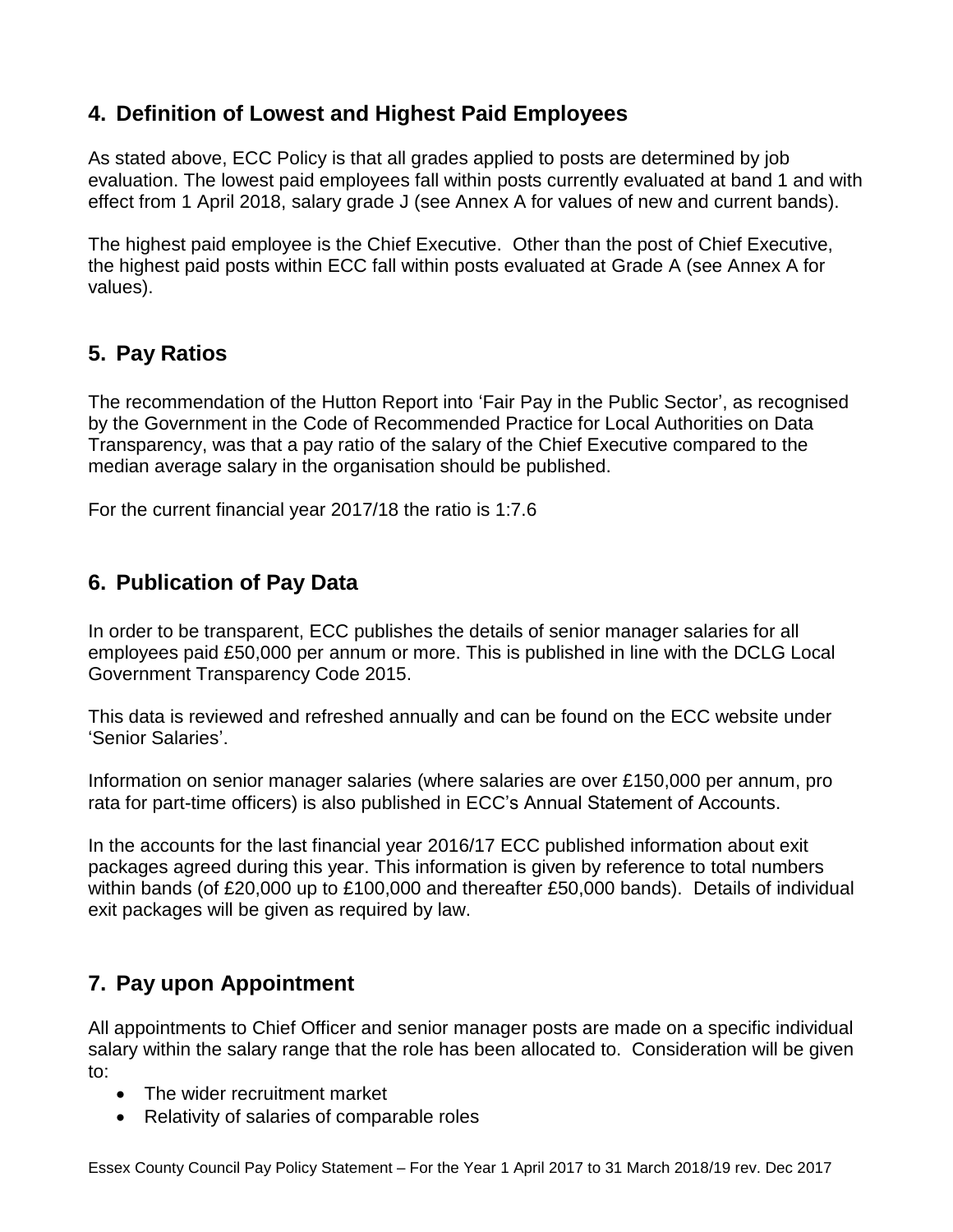## 4. Definition of Lowest and Highest Paid Employees

As stated above, ECC Policy is that all grades applied to posts are determined by job evaluation. The lowest paid employees fall within posts currently evaluated at band 1 and with effect from 1 April 2018, salary grade J (see Annex A for values of new and current bands).

The highest paid employee is the Chief Executive. Other than the post of Chief Executive, the highest paid posts within ECC fall within posts evaluated at Grade A (see Annex A for values).

## 5. Pay Ratios

The recommendation of the Hutton Report into 'Fair Pay in the Public Sector', as recognised by the Government in the Code of Recommended Practice for Local Authorities on Data Transparency, was that a pay ratio of the salary of the Chief Executive compared to the median average salary in the organisation should be published.

For the current financial year 2017/18 the ratio is 1:7.6

## 6. Publication of Pay Data

In order to be transparent, ECC publishes the details of senior manager salaries for all employees paid £50,000 per annum or more. This is published in line with the DCLG Local Government Transparency Code 2015.

This data is reviewed and refreshed annually and can be found on the ECC website under 'Senior Salaries'.

Information on senior manager salaries (where salaries are over £150,000 per annum, pro rata for part-time officers) is also published in ECC's Annual Statement of Accounts.

In the accounts for the last financial year 2016/17 ECC published information about exit packages agreed during this year. This information is given by reference to total numbers within bands (of £20,000 up to £100,000 and thereafter £50,000 bands). Details of individual exit packages will be given as required by law.

## 7. Pay upon Appointment

All appointments to Chief Officer and senior manager posts are made on a specific individual salary within the salary range that the role has been allocated to. Consideration will be given to:

- The wider recruitment market
- Relativity of salaries of comparable roles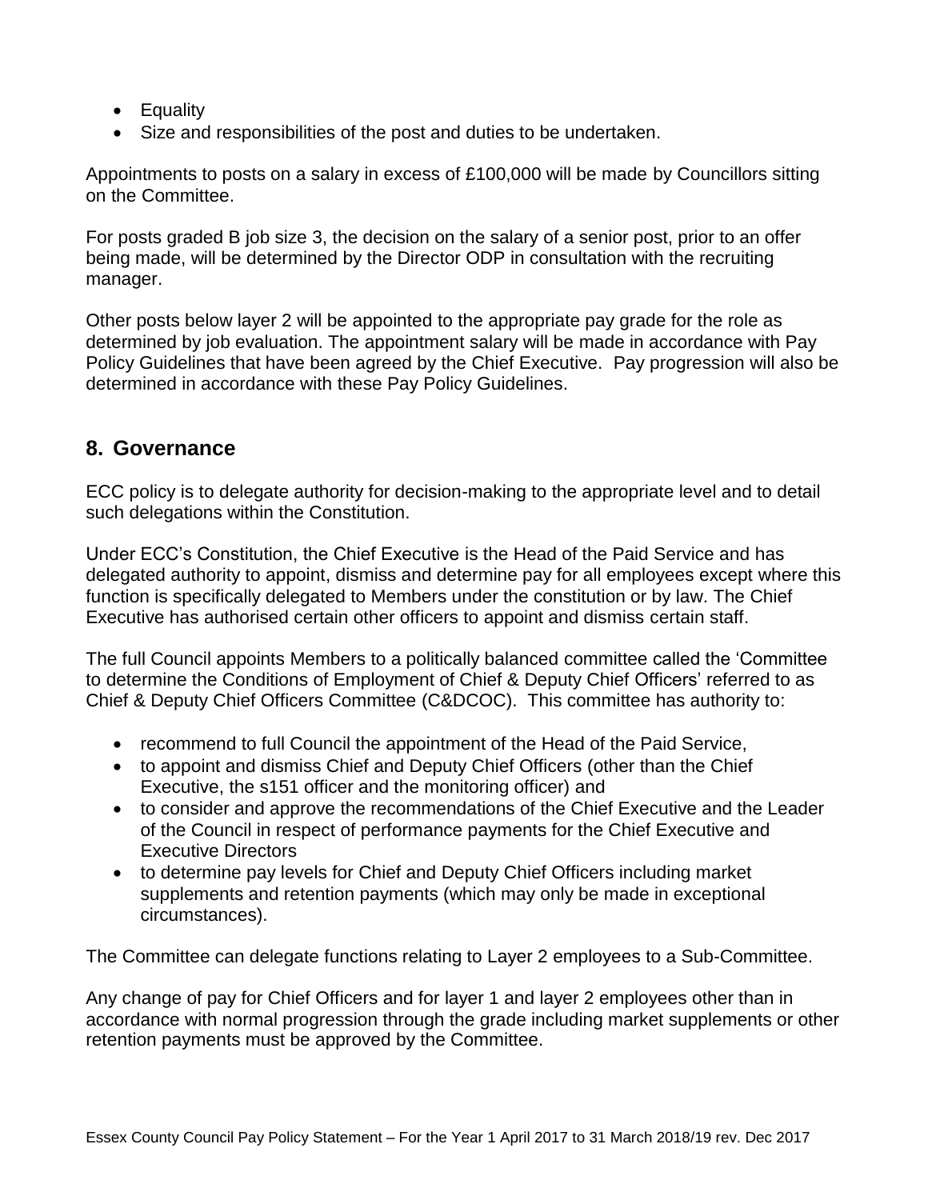- Equality
- Size and responsibilities of the post and duties to be undertaken.

Appointments to posts on a salary in excess of £100,000 will be made by Councillors sitting on the Committee.

For posts graded B job size 3, the decision on the salary of a senior post, prior to an offer being made, will be determined by the Director ODP in consultation with the recruiting manager.

Other posts below layer 2 will be appointed to the appropriate pay grade for the role as determined by job evaluation. The appointment salary will be made in accordance with Pay Policy Guidelines that have been agreed by the Chief Executive. Pay progression will also be determined in accordance with these Pay Policy Guidelines.

## 8. Governance

ECC policy is to delegate authority for decision-making to the appropriate level and to detail such delegations within the Constitution.

Under ECC's Constitution, the Chief Executive is the Head of the Paid Service and has delegated authority to appoint, dismiss and determine pay for all employees except where this function is specifically delegated to Members under the constitution or by law. The Chief Executive has authorised certain other officers to appoint and dismiss certain staff.

The full Council appoints Members to a politically balanced committee called the 'Committee to determine the Conditions of Employment of Chief & Deputy Chief Officers' referred to as Chief & Deputy Chief Officers Committee (C&DCOC). This committee has authority to:

- recommend to full Council the appointment of the Head of the Paid Service,
- to appoint and dismiss Chief and Deputy Chief Officers (other than the Chief Executive, the s151 officer and the monitoring officer) and
- to consider and approve the recommendations of the Chief Executive and the Leader of the Council in respect of performance payments for the Chief Executive and Executive Directors
- to determine pay levels for Chief and Deputy Chief Officers including market supplements and retention payments (which may only be made in exceptional circumstances).

The Committee can delegate functions relating to Layer 2 employees to a Sub-Committee.

Any change of pay for Chief Officers and for layer 1 and layer 2 employees other than in accordance with normal progression through the grade including market supplements or other retention payments must be approved by the Committee.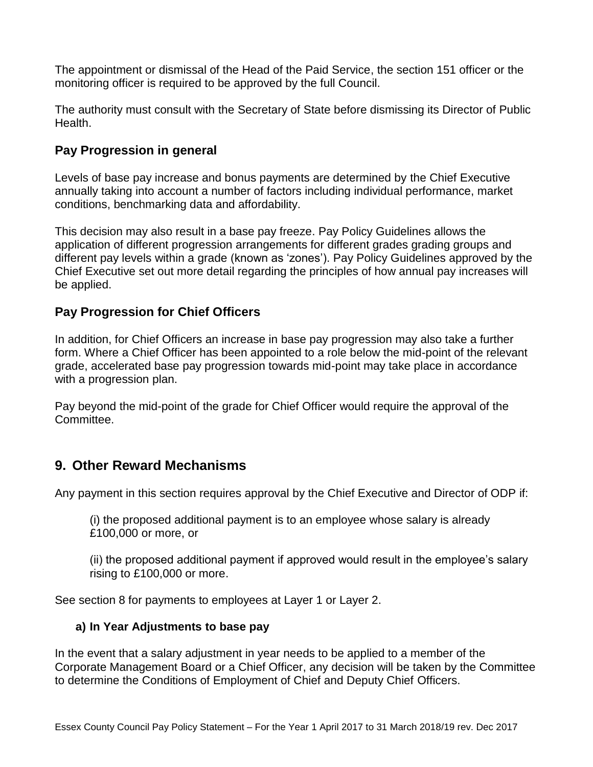The appointment or dismissal of the Head of the Paid Service, the section 151 officer or the monitoring officer is required to be approved by the full Council.

The authority must consult with the Secretary of State before dismissing its Director of Public Health.

### Pay Progression in general

Levels of base pay increase and bonus payments are determined by the Chief Executive annually taking into account a number of factors including individual performance, market conditions, benchmarking data and affordability.

This decision may also result in a base pay freeze. Pay Policy Guidelines allows the application of different progression arrangements for different grades grading groups and different pay levels within a grade (known as 'zones'). Pay Policy Guidelines approved by the Chief Executive set out more detail regarding the principles of how annual pay increases will be applied.

### Pay Progression for Chief Officers

In addition, for Chief Officers an increase in base pay progression may also take a further form. Where a Chief Officer has been appointed to a role below the mid-point of the relevant grade, accelerated base pay progression towards mid-point may take place in accordance with a progression plan.

Pay beyond the mid-point of the grade for Chief Officer would require the approval of the Committee.

## 9. Other Reward Mechanisms

Any payment in this section requires approval by the Chief Executive and Director of ODP if:

(i) the proposed additional payment is to an employee whose salary is already £100,000 or more, or

(ii) the proposed additional payment if approved would result in the employee's salary rising to £100,000 or more.

See section 8 for payments to employees at Layer 1 or Layer 2.

#### a) In Year Adjustments to base pay

In the event that a salary adjustment in year needs to be applied to a member of the Corporate Management Board or a Chief Officer, any decision will be taken by the Committee to determine the Conditions of Employment of Chief and Deputy Chief Officers.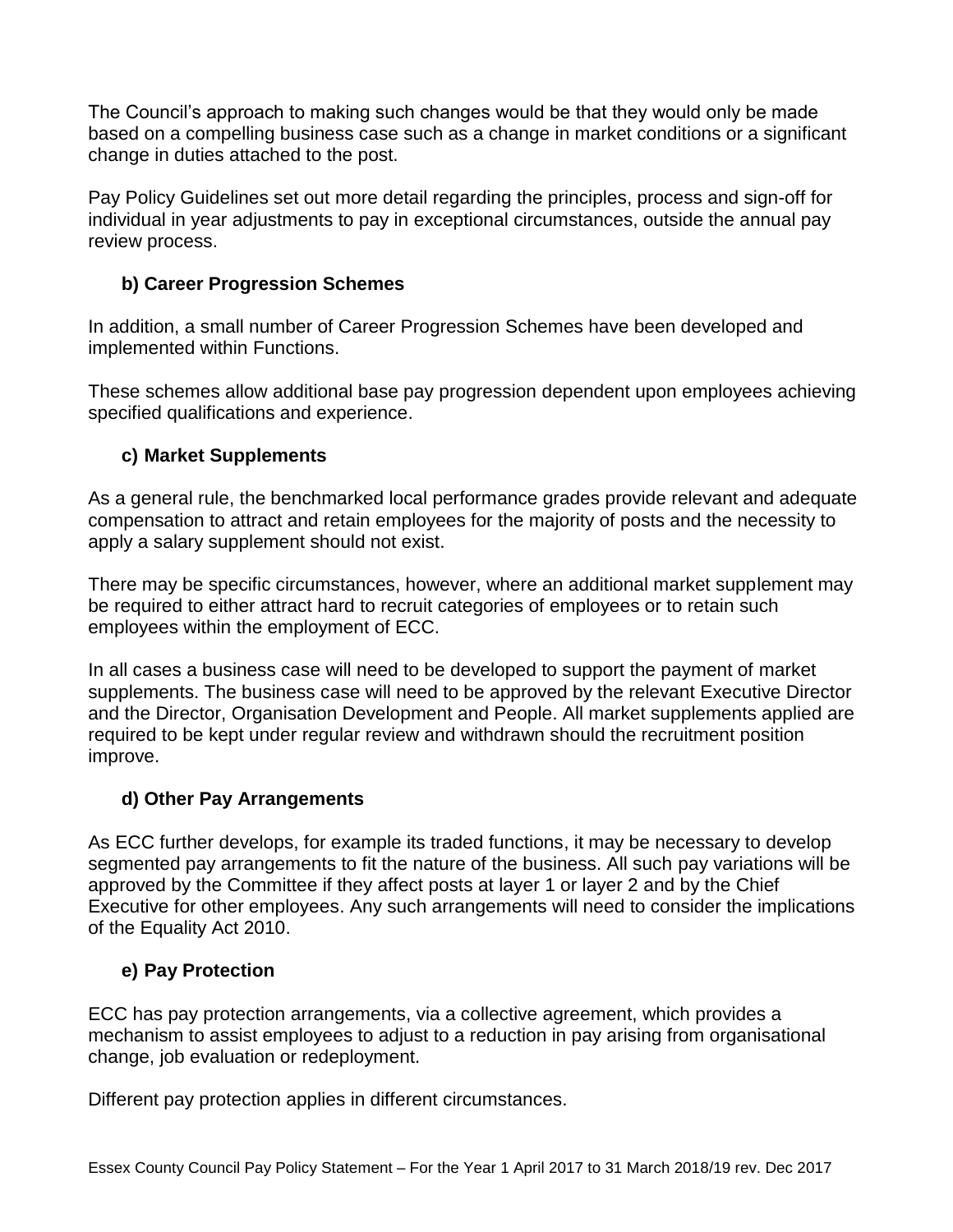The Council's approach to making such changes would be that they would only be made based on a compelling business case such as a change in market conditions or a significant change in duties attached to the post.

Pay Policy Guidelines set out more detail regarding the principles, process and sign-off for individual in year adjustments to pay in exceptional circumstances, outside the annual pay review process.

### b) Career Progression Schemes

In addition, a small number of Career Progression Schemes have been developed and implemented within Functions.

These schemes allow additional base pay progression dependent upon employees achieving specified qualifications and experience.

### c) Market Supplements

As a general rule, the benchmarked local performance grades provide relevant and adequate compensation to attract and retain employees for the majority of posts and the necessity to apply a salary supplement should not exist.

There may be specific circumstances, however, where an additional market supplement may be required to either attract hard to recruit categories of employees or to retain such employees within the employment of ECC.

In all cases a business case will need to be developed to support the payment of market supplements. The business case will need to be approved by the relevant Executive Director and the Director, Organisation Development and People. All market supplements applied are required to be kept under regular review and withdrawn should the recruitment position improve.

### d) Other Pay Arrangements

As ECC further develops, for example its traded functions, it may be necessary to develop segmented pay arrangements to fit the nature of the business. All such pay variations will be approved by the Committee if they affect posts at layer 1 or layer 2 and by the Chief Executive for other employees. Any such arrangements will need to consider the implications of the Equality Act 2010.

### e) Pay Protection

ECC has pay protection arrangements, via a collective agreement, which provides a mechanism to assist employees to adjust to a reduction in pay arising from organisational change, job evaluation or redeployment.

Different pay protection applies in different circumstances.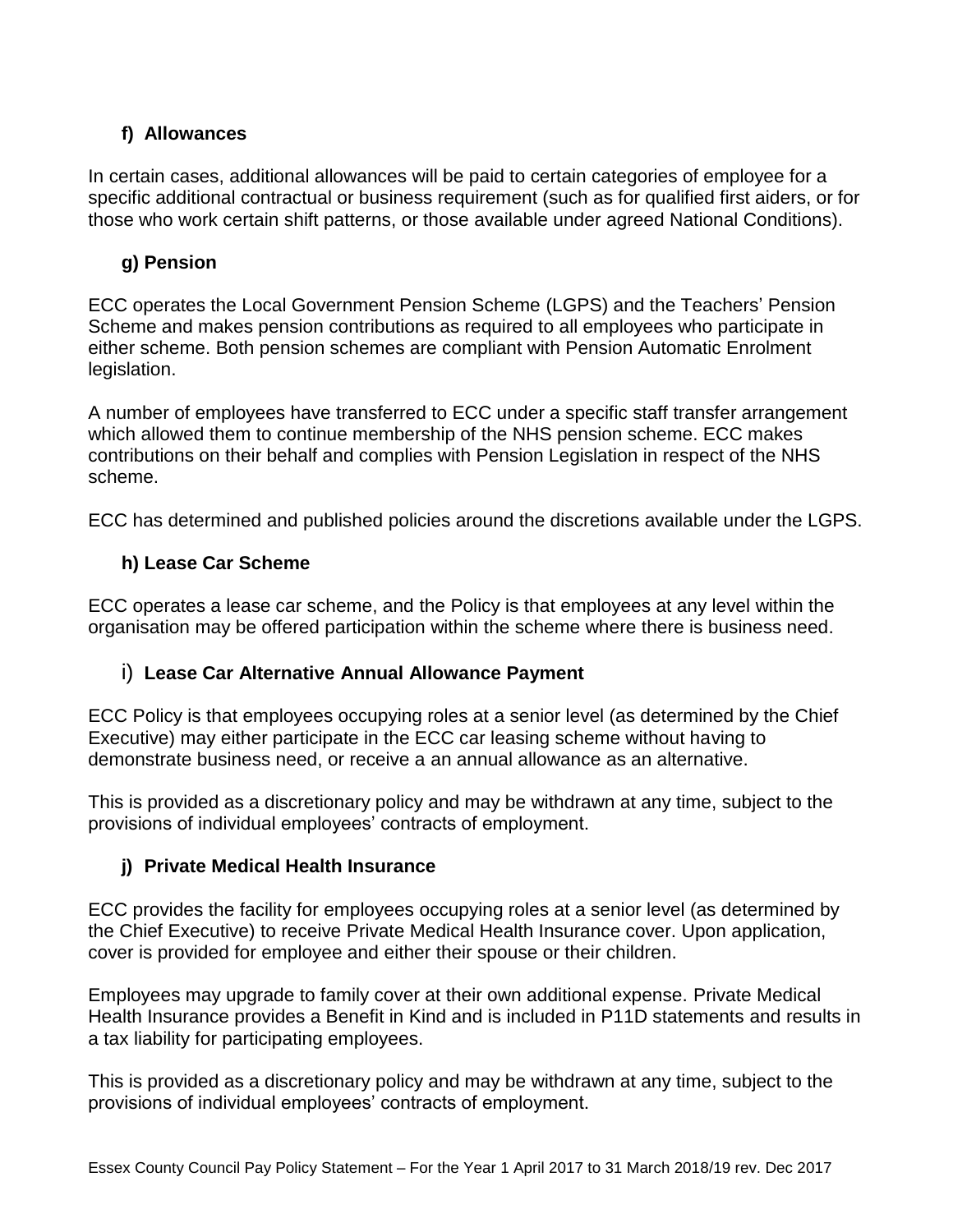### f) Allowances

In certain cases, additional allowances will be paid to certain categories of employee for a specific additional contractual or business requirement (such as for qualified first aiders, or for those who work certain shift patterns, or those available under agreed National Conditions).

### g) Pension

ECC operates the Local Government Pension Scheme (LGPS) and the Teachers' Pension Scheme and makes pension contributions as required to all employees who participate in either scheme. Both pension schemes are compliant with Pension Automatic Enrolment legislation.

A number of employees have transferred to ECC under a specific staff transfer arrangement which allowed them to continue membership of the NHS pension scheme. ECC makes contributions on their behalf and complies with Pension Legislation in respect of the NHS scheme.

ECC has determined and published policies around the discretions available under the LGPS.

### h) Lease Car Scheme

ECC operates a lease car scheme, and the Policy is that employees at any level within the organisation may be offered participation within the scheme where there is business need.

### i) Lease Car Alternative Annual Allowance Payment

ECC Policy is that employees occupying roles at a senior level (as determined by the Chief Executive) may either participate in the ECC car leasing scheme without having to demonstrate business need, or receive a an annual allowance as an alternative.

This is provided as a discretionary policy and may be withdrawn at any time, subject to the provisions of individual employees' contracts of employment.

### j) Private Medical Health Insurance

ECC provides the facility for employees occupying roles at a senior level (as determined by the Chief Executive) to receive Private Medical Health Insurance cover. Upon application, cover is provided for employee and either their spouse or their children.

Employees may upgrade to family cover at their own additional expense. Private Medical Health Insurance provides a Benefit in Kind and is included in P11D statements and results in a tax liability for participating employees.

This is provided as a discretionary policy and may be withdrawn at any time, subject to the provisions of individual employees' contracts of employment.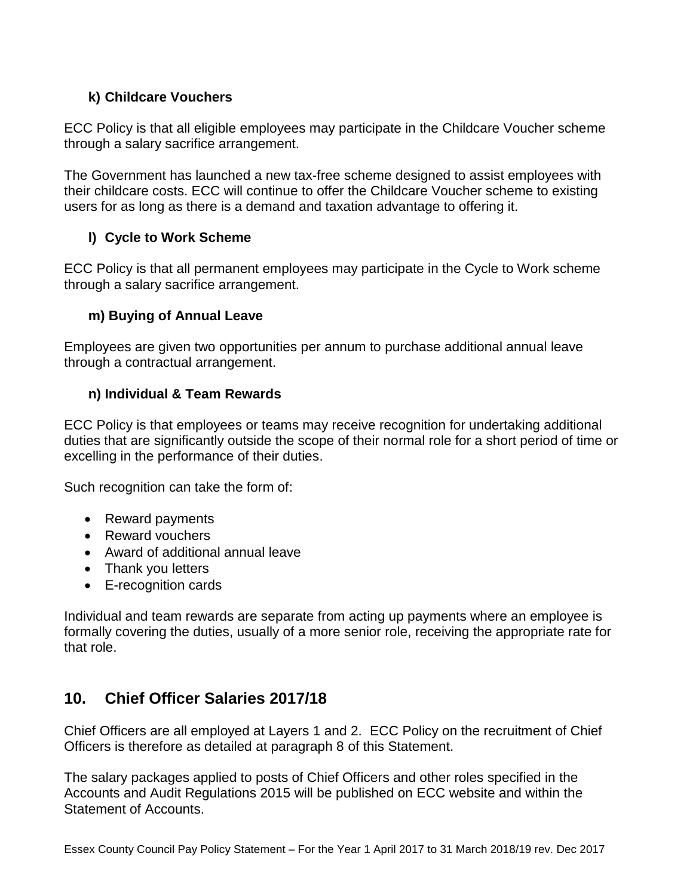### k) Childcare Vouchers

ECC Policy is that all eligible employees may participate in the Childcare Voucher scheme through a salary sacrifice arrangement.

The Government has launched a new tax-free scheme designed to assist employees with their childcare costs. ECC will continue to offer the Childcare Voucher scheme to existing users for as long as there is a demand and taxation advantage to offering it.

### l) Cycle to Work Scheme

ECC Policy is that all permanent employees may participate in the Cycle to Work scheme through a salary sacrifice arrangement.

### m) Buying of Annual Leave

Employees are given two opportunities per annum to purchase additional annual leave through a contractual arrangement.

### n) Individual & Team Rewards

ECC Policy is that employees or teams may receive recognition for undertaking additional duties that are significantly outside the scope of their normal role for a short period of time or excelling in the performance of their duties.

Such recognition can take the form of:

- Reward payments
- Reward vouchers
- Award of additional annual leave
- Thank you letters
- E-recognition cards

Individual and team rewards are separate from acting up payments where an employee is formally covering the duties, usually of a more senior role, receiving the appropriate rate for that role.

## 10. Chief Officer Salaries 2017/18

Chief Officers are all employed at Layers 1 and 2. ECC Policy on the recruitment of Chief Officers is therefore as detailed at paragraph 8 of this Statement.

The salary packages applied to posts of Chief Officers and other roles specified in the Accounts and Audit Regulations 2015 will be published on ECC website and within the Statement of Accounts.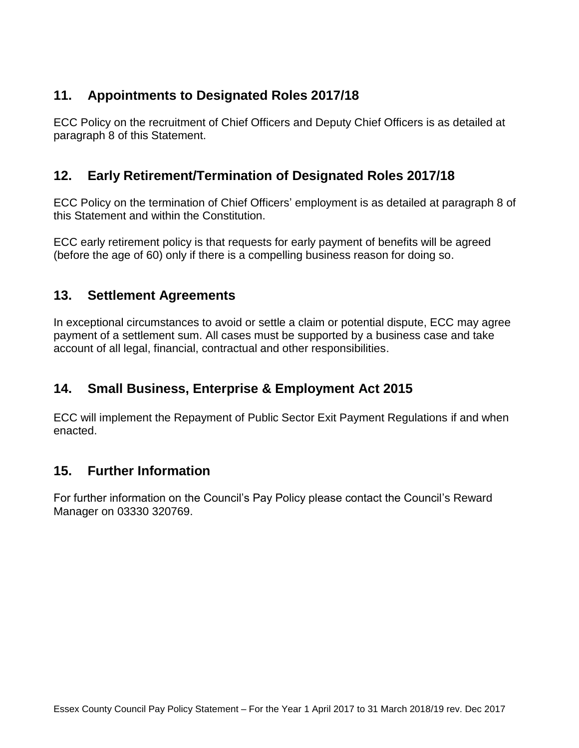## 11. Appointments to Designated Roles 2017/18

ECC Policy on the recruitment of Chief Officers and Deputy Chief Officers is as detailed at paragraph 8 of this Statement.

## 12. Early Retirement/Termination of Designated Roles 2017/18

ECC Policy on the termination of Chief Officers' employment is as detailed at paragraph 8 of this Statement and within the Constitution.

ECC early retirement policy is that requests for early payment of benefits will be agreed (before the age of 60) only if there is a compelling business reason for doing so.

## 13. Settlement Agreements

In exceptional circumstances to avoid or settle a claim or potential dispute, ECC may agree payment of a settlement sum. All cases must be supported by a business case and take account of all legal, financial, contractual and other responsibilities.

## 14. Small Business, Enterprise & Employment Act 2015

ECC will implement the Repayment of Public Sector Exit Payment Regulations if and when enacted.

## 15. Further Information

For further information on the Council's Pay Policy please contact the Council's Reward Manager on 03330 320769.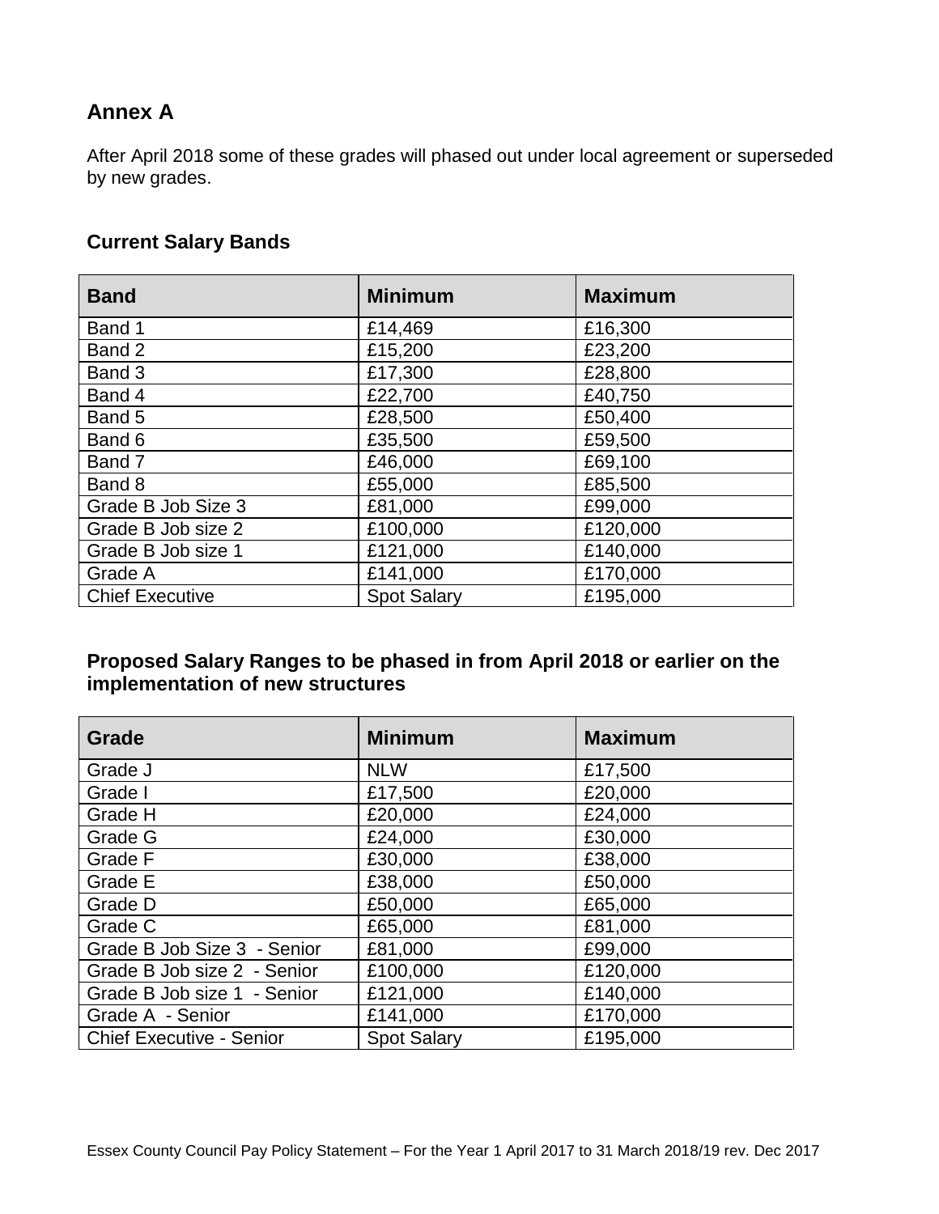## Annex A

After April 2018 some of these grades will phased out under local agreement or superseded by new grades.

### Current Salary Bands

| Band | Minimum | Maximum |
|---|---|---|
| Band 1 | £14,469 | £16,300 |
| Band 2 | £15,200 | £23,200 |
| Band 3 | £17,300 | £28,800 |
| Band 4 | £22,700 | £40,750 |
| Band 5 | £28,500 | £50,400 |
| Band 6 | £35,500 | £59,500 |
| Band 7 | £46,000 | £69,100 |
| Band 8 | £55,000 | £85,500 |
| Grade B Job Size 3 | £81,000 | £99,000 |
| Grade B Job size 2 | £100,000 | £120,000 |
| Grade B Job size 1 | £121,000 | £140,000 |
| Grade A | £141,000 | £170,000 |
| Chief Executive | Spot Salary | £195,000 |

### Proposed Salary Ranges to be phased in from April 2018 or earlier on the implementation of new structures

| Grade | Minimum | Maximum |
|---|---|---|
| Grade J | NLW | £17,500 |
| Grade I | £17,500 | £20,000 |
| Grade H | £20,000 | £24,000 |
| Grade G | £24,000 | £30,000 |
| Grade F | £30,000 | £38,000 |
| Grade E | £38,000 | £50,000 |
| Grade D | £50,000 | £65,000 |
| Grade C | £65,000 | £81,000 |
| Grade B Job Size 3 - Senior | £81,000 | £99,000 |
| Grade B Job size 2 - Senior | £100,000 | £120,000 |
| Grade B Job size 1 - Senior | £121,000 | £140,000 |
| Grade A - Senior | £141,000 | £170,000 |
| Chief Executive - Senior | Spot Salary | £195,000 |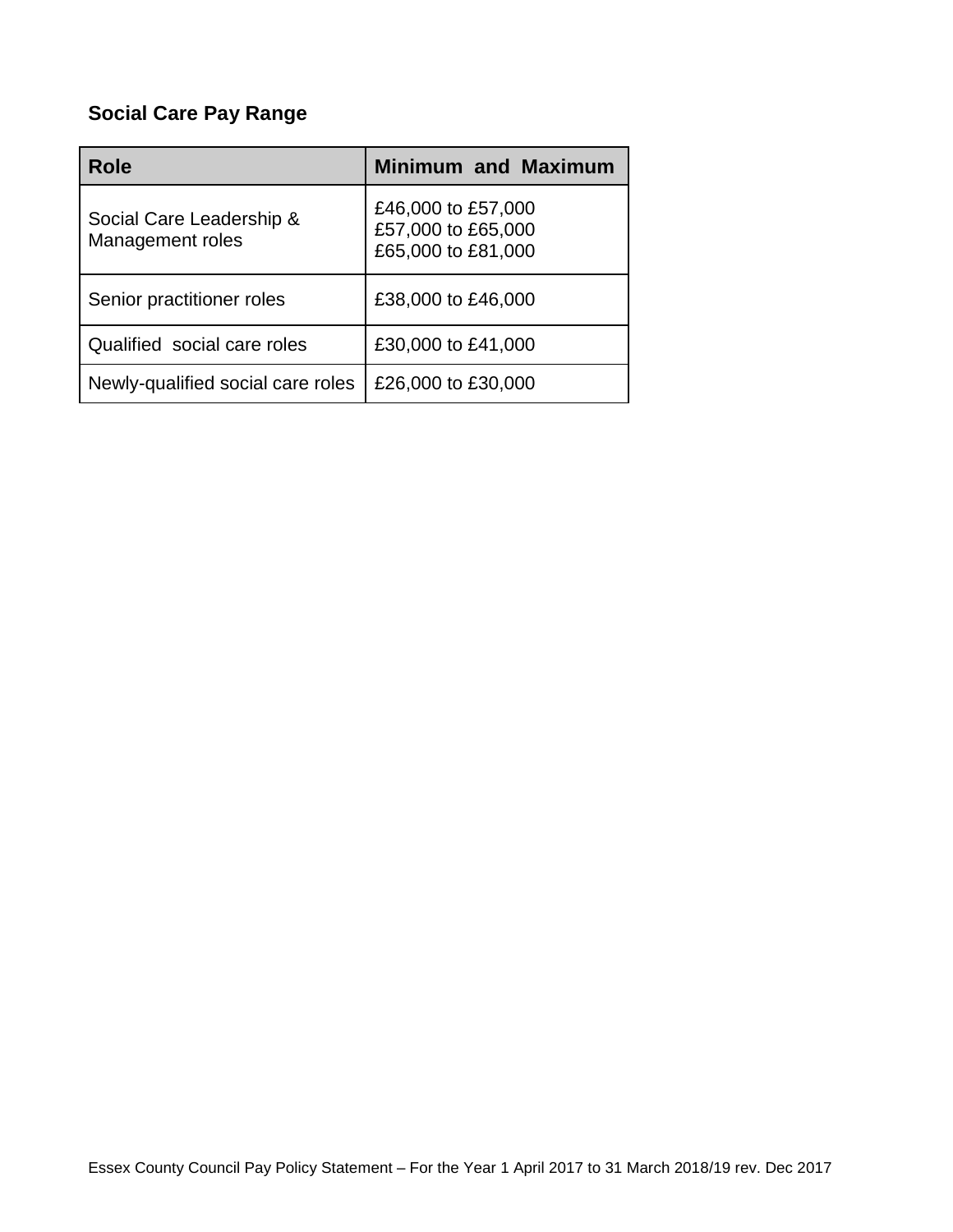**Social Care Pay Range**

| Role | Minimum and Maximum |
| --- | --- |
| Social Care Leadership & Management roles | £46,000 to £57,000<br>£57,000 to £65,000<br>£65,000 to £81,000 |
| Senior practitioner roles | £38,000 to £46,000 |
| Qualified social care roles | £30,000 to £41,000 |
| Newly-qualified social care roles | £26,000 to £30,000 |